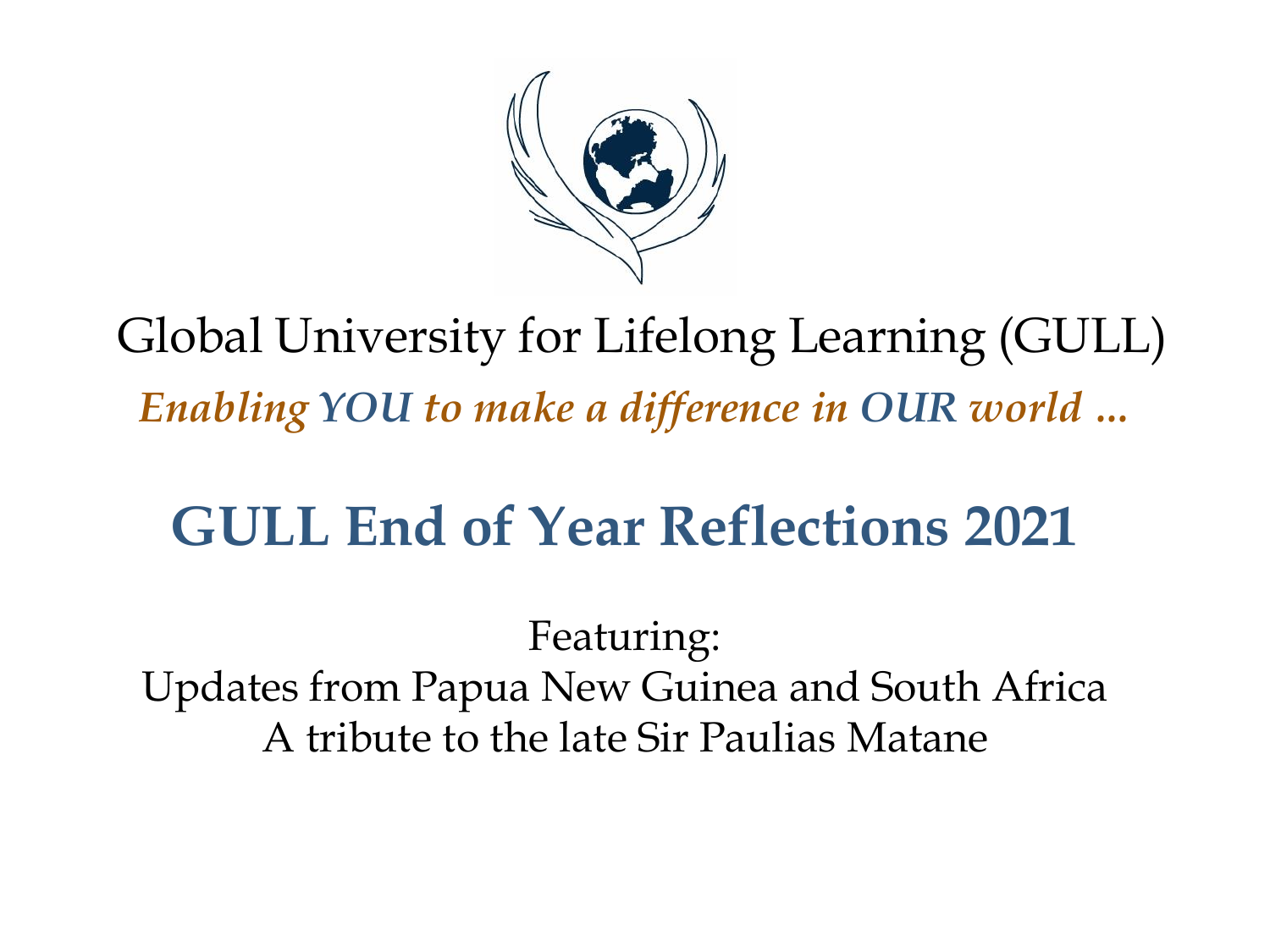Global University for Lifelong Learning (GULL)

*Enabling YOU to make a difference in OUR world …*

# GULL End of Year Reflections 2021

Featuring:
Updates from Papua New Guinea and South Africa
A tribute to the late Sir Paulias Matane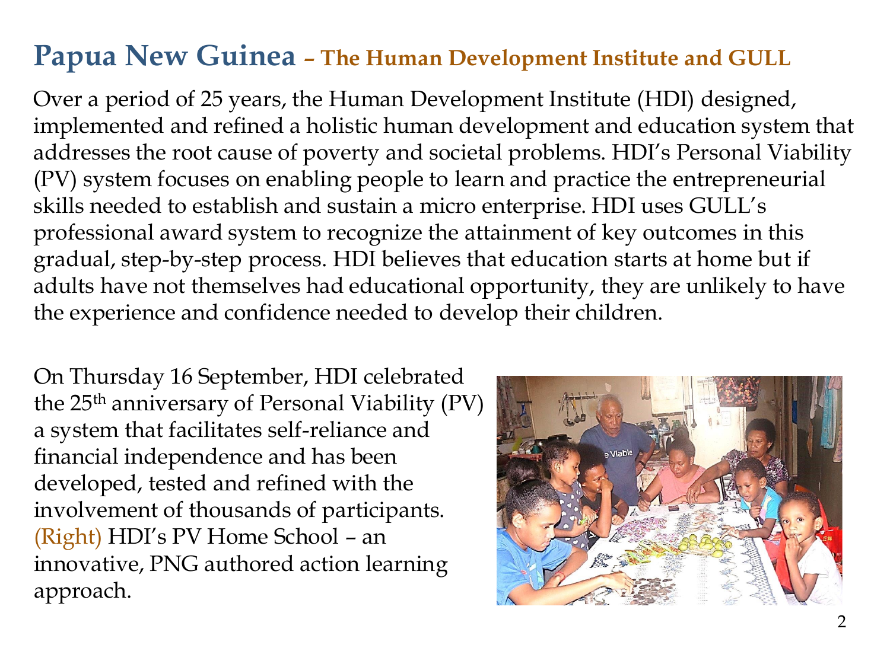# Papua New Guinea – The Human Development Institute and GULL

Over a period of 25 years, the Human Development Institute (HDI) designed, implemented and refined a holistic human development and education system that addresses the root cause of poverty and societal problems. HDI's Personal Viability (PV) system focuses on enabling people to learn and practice the entrepreneurial skills needed to establish and sustain a micro enterprise. HDI uses GULL's professional award system to recognize the attainment of key outcomes in this gradual, step-by-step process. HDI believes that education starts at home but if adults have not themselves had educational opportunity, they are unlikely to have the experience and confidence needed to develop their children.

On Thursday 16 September, HDI celebrated the 25th anniversary of Personal Viability (PV) a system that facilitates self-reliance and financial independence and has been developed, tested and refined with the involvement of thousands of participants. (Right) HDI's PV Home School – an innovative, PNG authored action learning approach.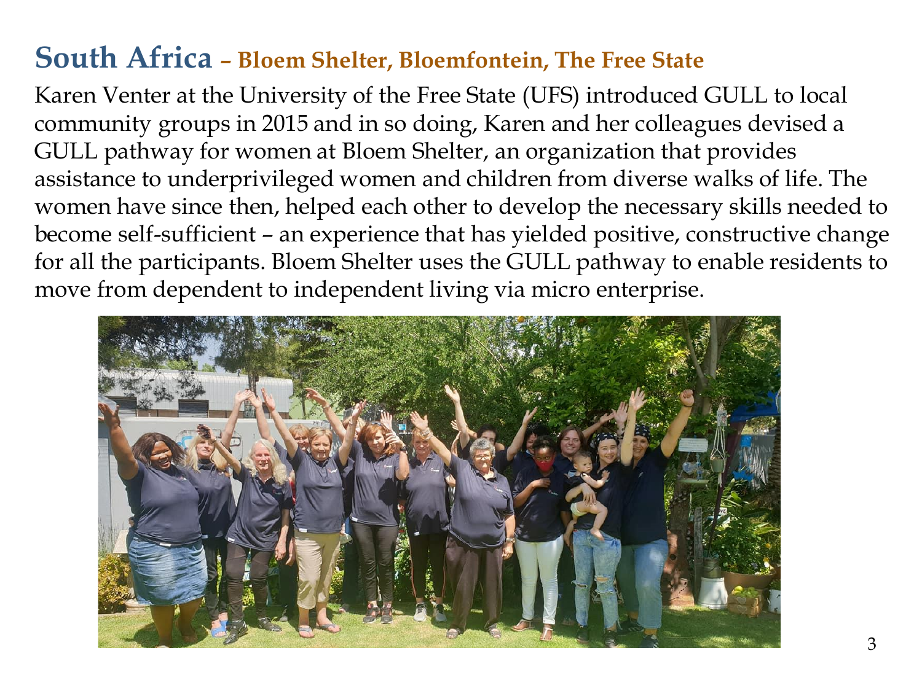## South Africa – Bloem Shelter, Bloemfontein, The Free State

Karen Venter at the University of the Free State (UFS) introduced GULL to local community groups in 2015 and in so doing, Karen and her colleagues devised a GULL pathway for women at Bloem Shelter, an organization that provides assistance to underprivileged women and children from diverse walks of life. The women have since then, helped each other to develop the necessary skills needed to become self-sufficient – an experience that has yielded positive, constructive change for all the participants. Bloem Shelter uses the GULL pathway to enable residents to move from dependent to independent living via micro enterprise.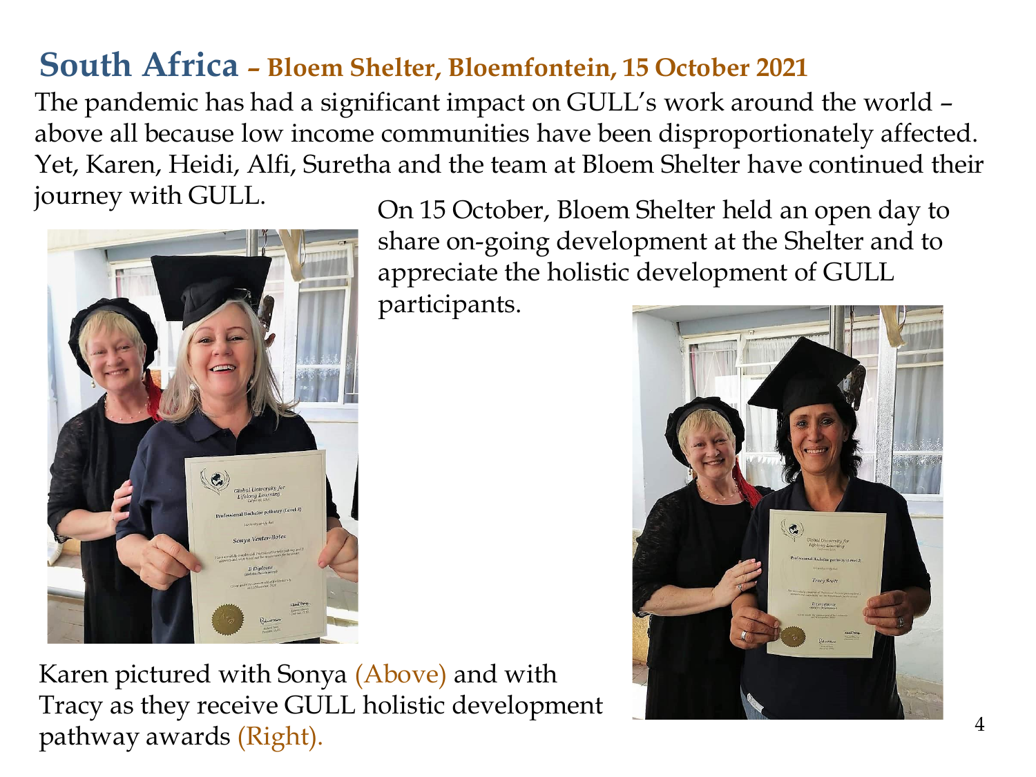# South Africa – Bloem Shelter, Bloemfontein, 15 October 2021

The pandemic has had a significant impact on GULL's work around the world – above all because low income communities have been disproportionately affected. Yet, Karen, Heidi, Alfi, Suretha and the team at Bloem Shelter have continued their journey with GULL.

On 15 October, Bloem Shelter held an open day to share on-going development at the Shelter and to appreciate the holistic development of GULL participants.

Karen pictured with Sonya (Above) and with Tracy as they receive GULL holistic development pathway awards (Right).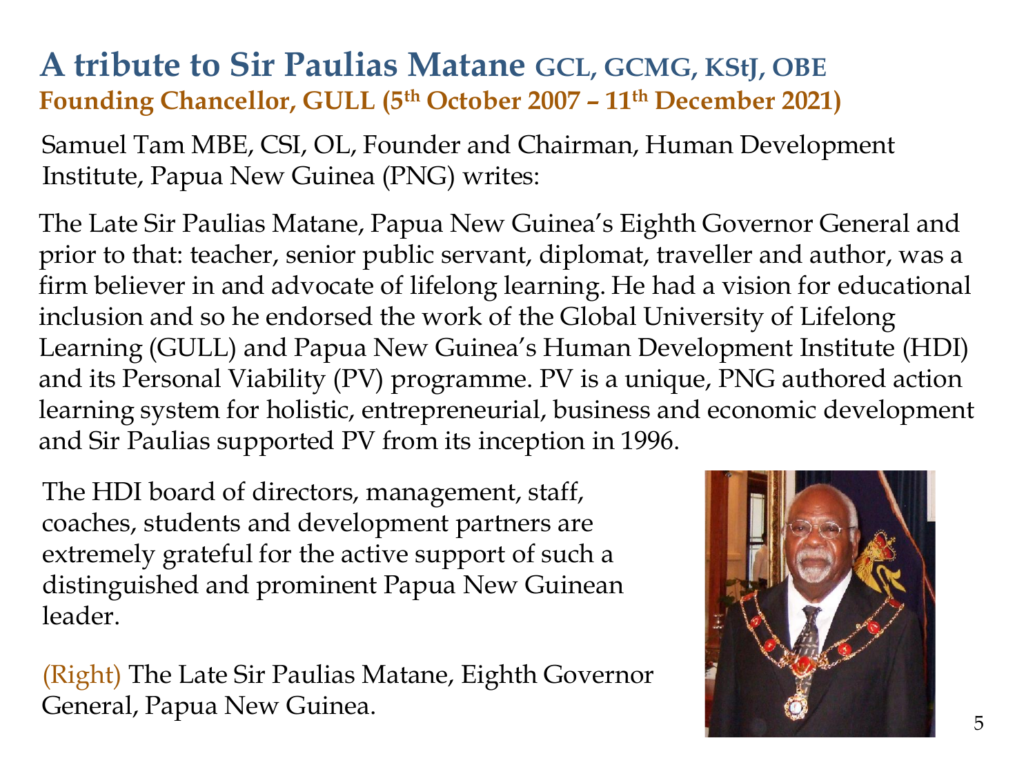# A tribute to Sir Paulias Matane GCL, GCMG, KStJ, OBE

## Founding Chancellor, GULL (5th October 2007 – 11th December 2021)

Samuel Tam MBE, CSI, OL, Founder and Chairman, Human Development Institute, Papua New Guinea (PNG) writes:

The Late Sir Paulias Matane, Papua New Guinea's Eighth Governor General and prior to that: teacher, senior public servant, diplomat, traveller and author, was a firm believer in and advocate of lifelong learning. He had a vision for educational inclusion and so he endorsed the work of the Global University of Lifelong Learning (GULL) and Papua New Guinea's Human Development Institute (HDI) and its Personal Viability (PV) programme. PV is a unique, PNG authored action learning system for holistic, entrepreneurial, business and economic development and Sir Paulias supported PV from its inception in 1996.

The HDI board of directors, management, staff, coaches, students and development partners are extremely grateful for the active support of such a distinguished and prominent Papua New Guinean leader.

(Right) The Late Sir Paulias Matane, Eighth Governor General, Papua New Guinea.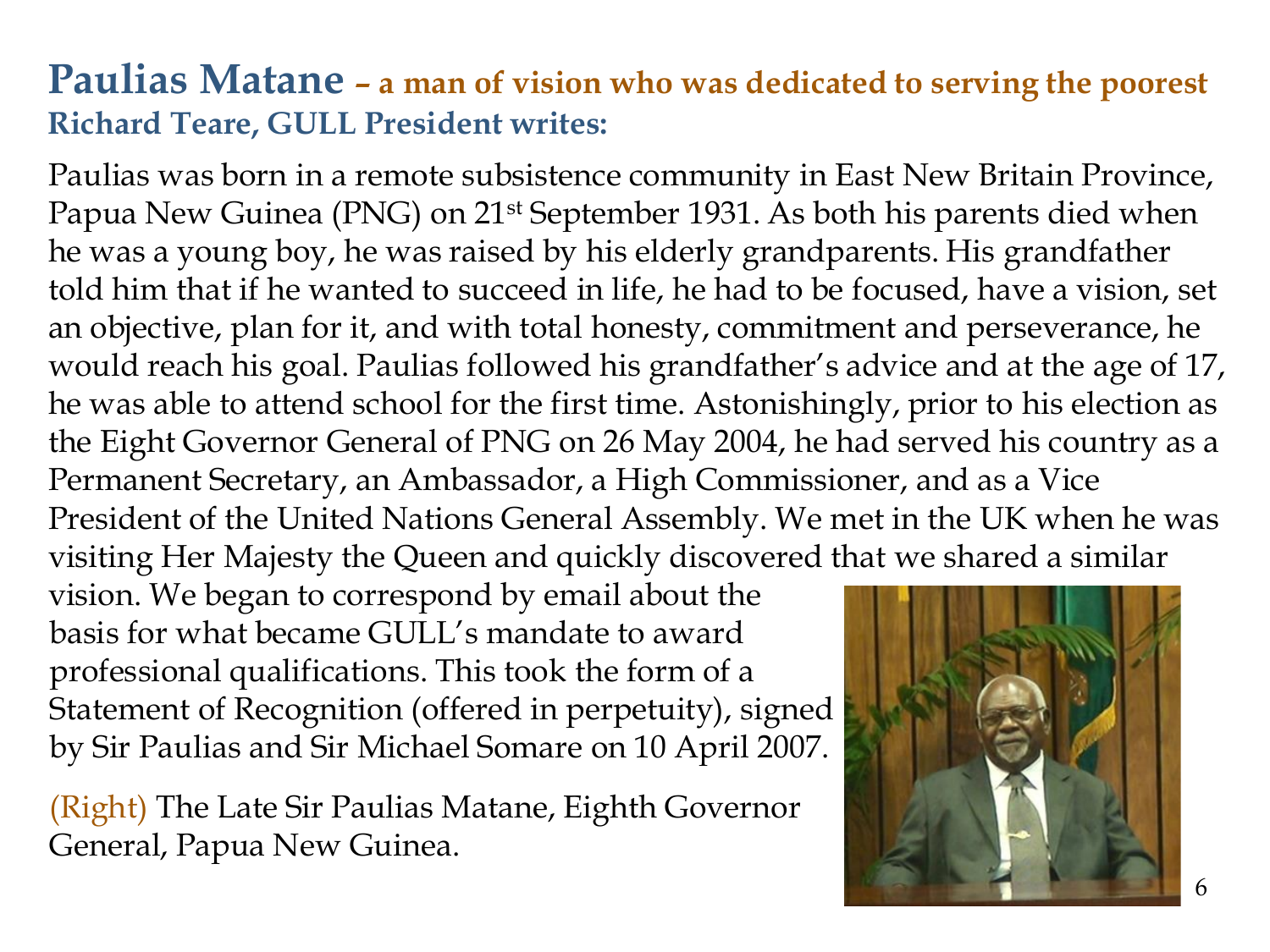# Paulias Matane – a man of vision who was dedicated to serving the poorest

**Richard Teare, GULL President writes:**

Paulias was born in a remote subsistence community in East New Britain Province, Papua New Guinea (PNG) on 21st September 1931. As both his parents died when he was a young boy, he was raised by his elderly grandparents. His grandfather told him that if he wanted to succeed in life, he had to be focused, have a vision, set an objective, plan for it, and with total honesty, commitment and perseverance, he would reach his goal. Paulias followed his grandfather's advice and at the age of 17, he was able to attend school for the first time. Astonishingly, prior to his election as the Eight Governor General of PNG on 26 May 2004, he had served his country as a Permanent Secretary, an Ambassador, a High Commissioner, and as a Vice President of the United Nations General Assembly. We met in the UK when he was visiting Her Majesty the Queen and quickly discovered that we shared a similar vision. We began to correspond by email about the basis for what became GULL's mandate to award professional qualifications. This took the form of a Statement of Recognition (offered in perpetuity), signed by Sir Paulias and Sir Michael Somare on 10 April 2007.

(Right) The Late Sir Paulias Matane, Eighth Governor General, Papua New Guinea.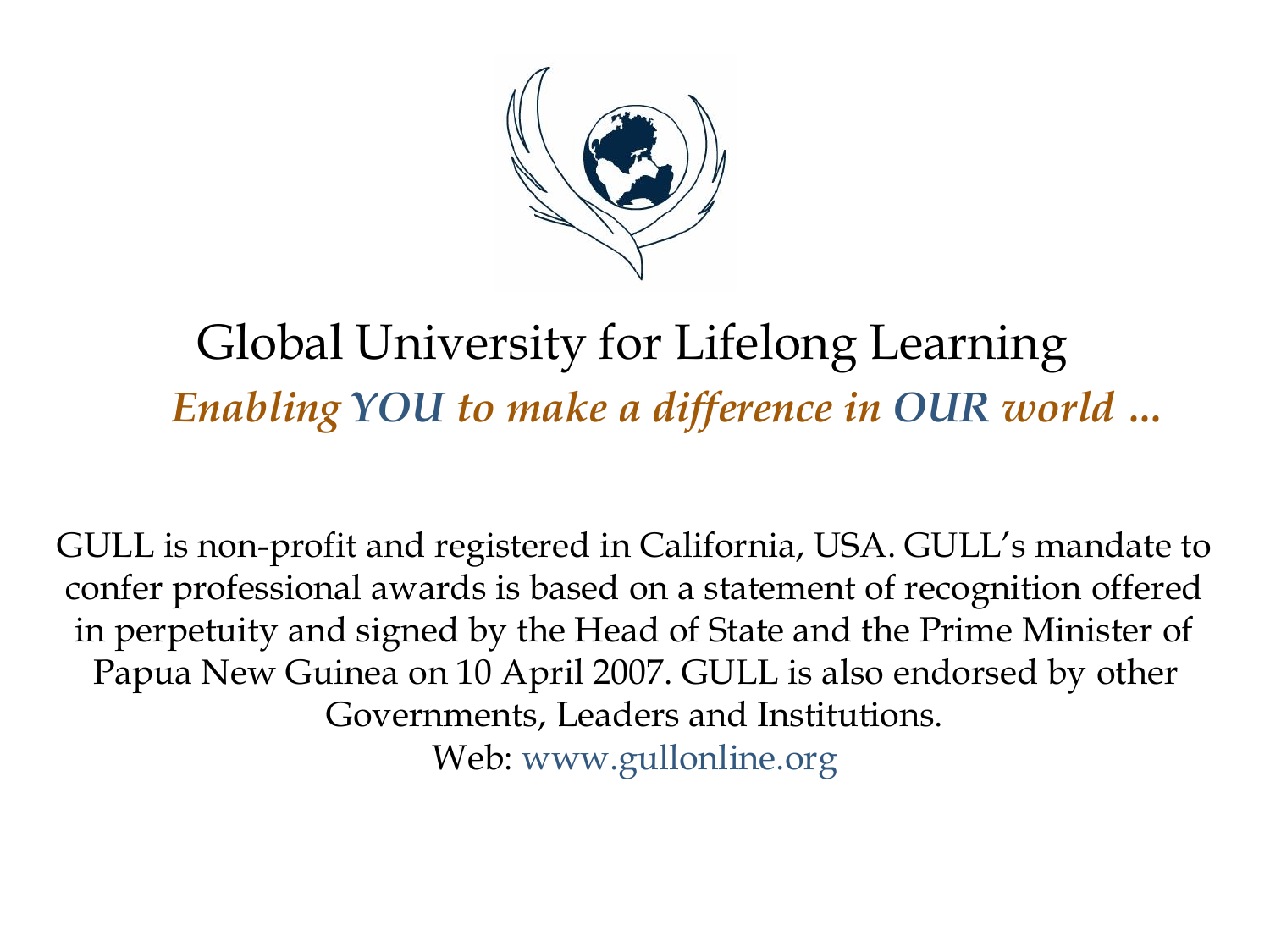# Global University for Lifelong Learning

***Enabling YOU to make a difference in OUR world …***

GULL is non-profit and registered in California, USA. GULL's mandate to confer professional awards is based on a statement of recognition offered in perpetuity and signed by the Head of State and the Prime Minister of Papua New Guinea on 10 April 2007. GULL is also endorsed by other Governments, Leaders and Institutions.

Web: www.gullonline.org